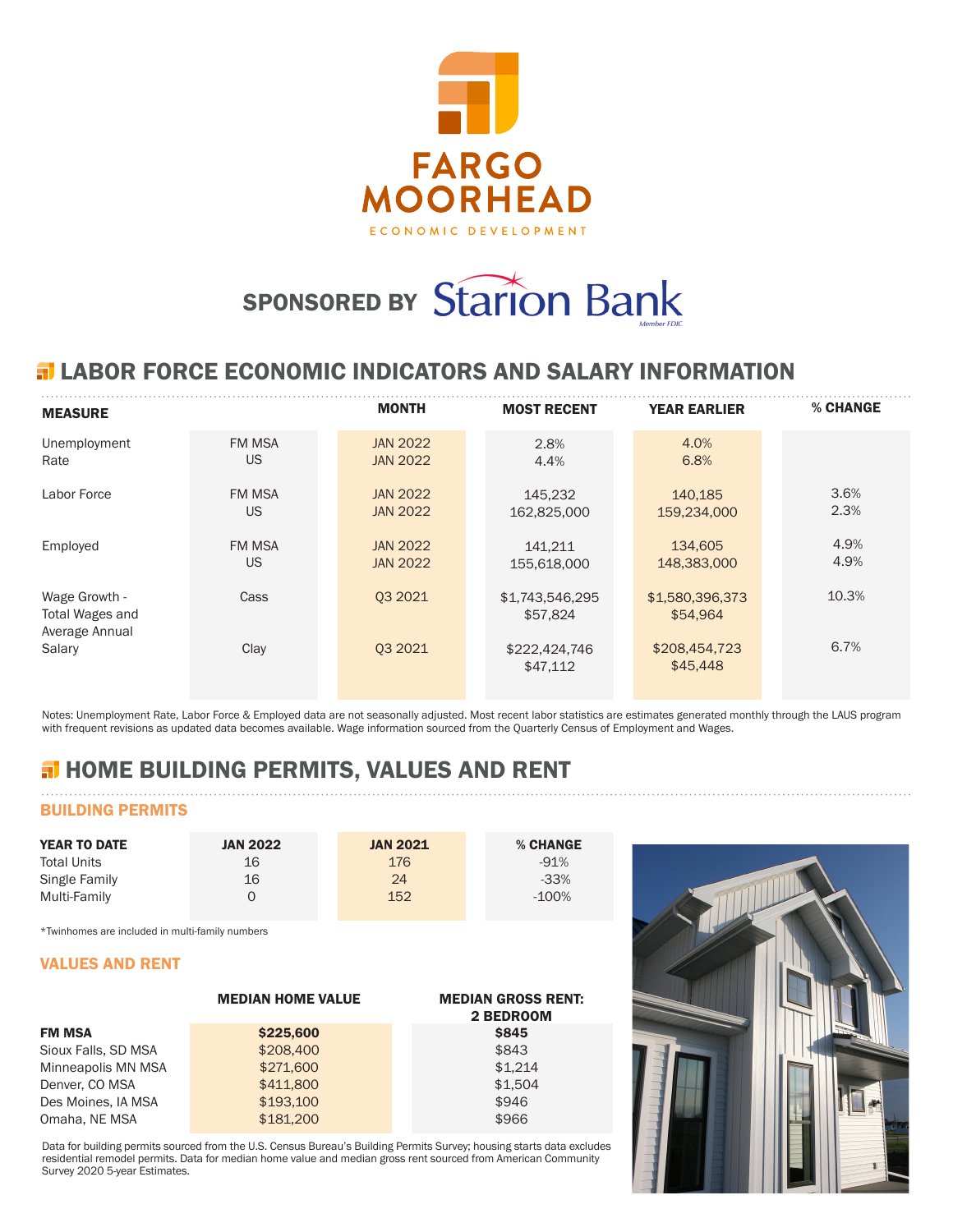# FARGO MOORHEAD

ECONOMIC DEVELOPMENT

**SPONSORED BY** Starion Bank

Member FDIC

## LABOR FORCE ECONOMIC INDICATORS AND SALARY INFORMATION

| MEASURE | | MONTH | MOST RECENT | YEAR EARLIER | % CHANGE |
|---|---|---|---|---|---|
| Unemployment Rate | FM MSA | JAN 2022 | 2.8% | 4.0% | |
| | US | JAN 2022 | 4.4% | 6.8% | |
| Labor Force | FM MSA | JAN 2022 | 145,232 | 140,185 | 3.6% |
| | US | JAN 2022 | 162,825,000 | 159,234,000 | 2.3% |
| Employed | FM MSA | JAN 2022 | 141,211 | 134,605 | 4.9% |
| | US | JAN 2022 | 155,618,000 | 148,383,000 | 4.9% |
| Wage Growth - Total Wages and Average Annual Salary | Cass | Q3 2021 | $1,743,546,295<br>$57,824 | $1,580,396,373<br>$54,964 | 10.3% |
| | Clay | Q3 2021 | $222,424,746<br>$47,112 | $208,454,723<br>$45,448 | 6.7% |

Notes: Unemployment Rate, Labor Force & Employed data are not seasonally adjusted. Most recent labor statistics are estimates generated monthly through the LAUS program with frequent revisions as updated data becomes available. Wage information sourced from the Quarterly Census of Employment and Wages.

## HOME BUILDING PERMITS, VALUES AND RENT

### BUILDING PERMITS

| YEAR TO DATE | JAN 2022 | JAN 2021 | % CHANGE |
|---|---|---|---|
| Total Units | 16 | 176 | -91% |
| Single Family | 16 | 24 | -33% |
| Multi-Family | 0 | 152 | -100% |

*Twinhomes are included in multi-family numbers

### VALUES AND RENT

| | MEDIAN HOME VALUE | MEDIAN GROSS RENT: 2 BEDROOM |
|---|---|---|
| **FM MSA** | **$225,600** | **$845** |
| Sioux Falls, SD MSA | $208,400 | $843 |
| Minneapolis MN MSA | $271,600 | $1,214 |
| Denver, CO MSA | $411,800 | $1,504 |
| Des Moines, IA MSA | $193,100 | $946 |
| Omaha, NE MSA | $181,200 | $966 |

Data for building permits sourced from the U.S. Census Bureau's Building Permits Survey; housing starts data excludes residential remodel permits. Data for median home value and median gross rent sourced from American Community Survey 2020 5-year Estimates.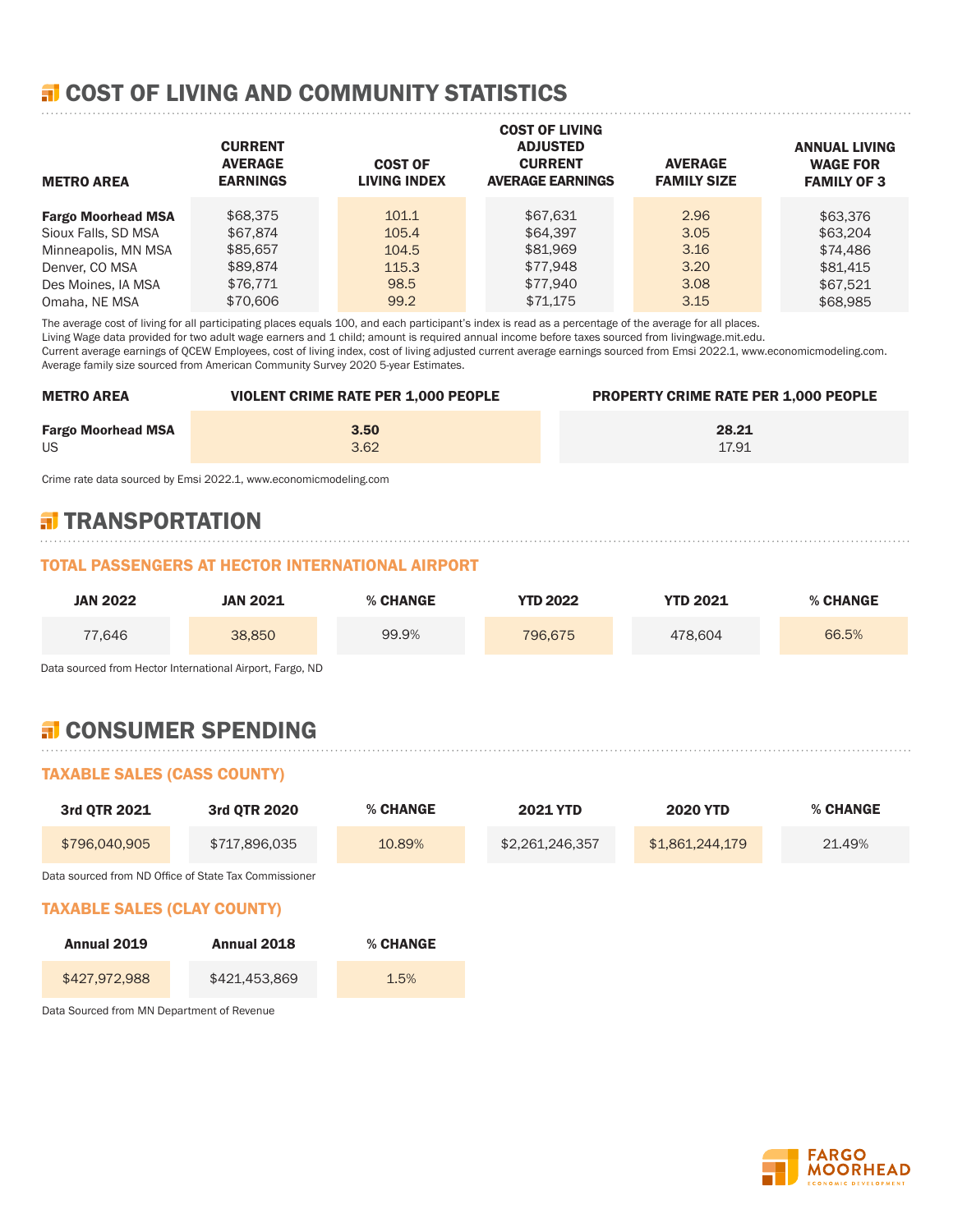## COST OF LIVING AND COMMUNITY STATISTICS

| METRO AREA | CURRENT AVERAGE EARNINGS | COST OF LIVING INDEX | COST OF LIVING ADJUSTED CURRENT AVERAGE EARNINGS | AVERAGE FAMILY SIZE | ANNUAL LIVING WAGE FOR FAMILY OF 3 |
|---|---|---|---|---|---|
| **Fargo Moorhead MSA** | $68,375 | 101.1 | $67,631 | 2.96 | $63,376 |
| Sioux Falls, SD MSA | $67,874 | 105.4 | $64,397 | 3.05 | $63,204 |
| Minneapolis, MN MSA | $85,657 | 104.5 | $81,969 | 3.16 | $74,486 |
| Denver, CO MSA | $89,874 | 115.3 | $77,948 | 3.20 | $81,415 |
| Des Moines, IA MSA | $76,771 | 98.5 | $77,940 | 3.08 | $67,521 |
| Omaha, NE MSA | $70,606 | 99.2 | $71,175 | 3.15 | $68,985 |

The average cost of living for all participating places equals 100, and each participant's index is read as a percentage of the average for all places.
Living Wage data provided for two adult wage earners and 1 child; amount is required annual income before taxes sourced from livingwage.mit.edu.
Current average earnings of QCEW Employees, cost of living index, cost of living adjusted current average earnings sourced from Emsi 2022.1, www.economicmodeling.com.
Average family size sourced from American Community Survey 2020 5-year Estimates.

| METRO AREA | VIOLENT CRIME RATE PER 1,000 PEOPLE | PROPERTY CRIME RATE PER 1,000 PEOPLE |
|---|---|---|
| **Fargo Moorhead MSA** | **3.50** | **28.21** |
| US | 3.62 | 17.91 |

Crime rate data sourced by Emsi 2022.1, www.economicmodeling.com

## TRANSPORTATION

### TOTAL PASSENGERS AT HECTOR INTERNATIONAL AIRPORT

| JAN 2022 | JAN 2021 | % CHANGE | YTD 2022 | YTD 2021 | % CHANGE |
|---|---|---|---|---|---|
| 77,646 | 38,850 | 99.9% | 796,675 | 478,604 | 66.5% |

Data sourced from Hector International Airport, Fargo, ND

## CONSUMER SPENDING

### TAXABLE SALES (CASS COUNTY)

| 3rd QTR 2021 | 3rd QTR 2020 | % CHANGE | 2021 YTD | 2020 YTD | % CHANGE |
|---|---|---|---|---|---|
| $796,040,905 | $717,896,035 | 10.89% | $2,261,246,357 | $1,861,244,179 | 21.49% |

Data sourced from ND Office of State Tax Commissioner

### TAXABLE SALES (CLAY COUNTY)

| Annual 2019 | Annual 2018 | % CHANGE |
|---|---|---|
| $427,972,988 | $421,453,869 | 1.5% |

Data Sourced from MN Department of Revenue

FARGO MOORHEAD ECONOMIC DEVELOPMENT